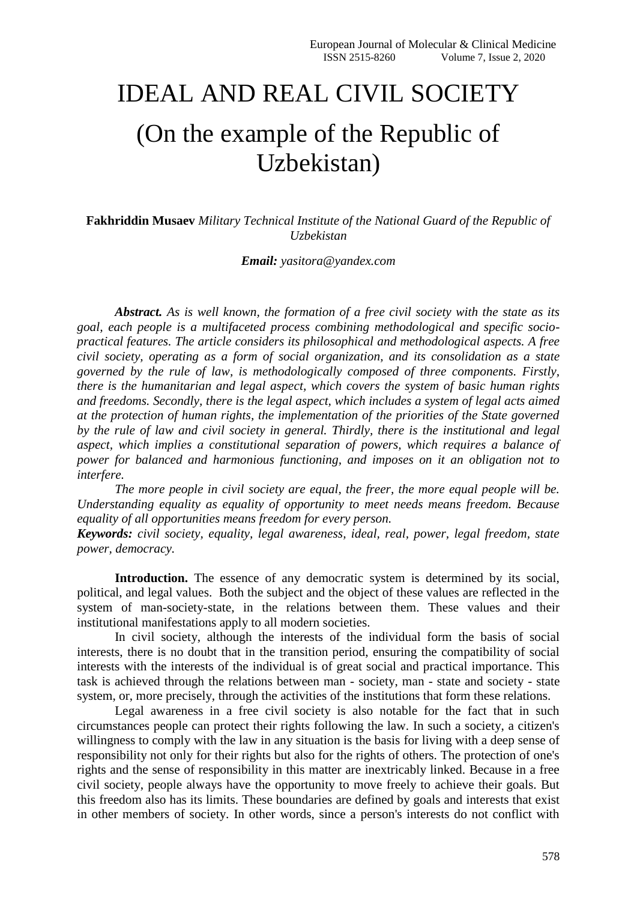# IDEAL AND REAL CIVIL SOCIETY

# (On the example of the Republic of Uzbekistan)

**Fakhriddin Musaev** *Military Technical Institute of the National Guard of the Republic of Uzbekistan*

***Email:*** *yasitora@yandex.com*

***Abstract.*** *As is well known, the formation of a free civil society with the state as its goal, each people is a multifaceted process combining methodological and specific socio-practical features. The article considers its philosophical and methodological aspects. A free civil society, operating as a form of social organization, and its consolidation as a state governed by the rule of law, is methodologically composed of three components. Firstly, there is the humanitarian and legal aspect, which covers the system of basic human rights and freedoms. Secondly, there is the legal aspect, which includes a system of legal acts aimed at the protection of human rights, the implementation of the priorities of the State governed by the rule of law and civil society in general. Thirdly, there is the institutional and legal aspect, which implies a constitutional separation of powers, which requires a balance of power for balanced and harmonious functioning, and imposes on it an obligation not to interfere.*

*The more people in civil society are equal, the freer, the more equal people will be. Understanding equality as equality of opportunity to meet needs means freedom. Because equality of all opportunities means freedom for every person.*

***Keywords:*** *civil society, equality, legal awareness, ideal, real, power, legal freedom, state power, democracy.*

**Introduction.** The essence of any democratic system is determined by its social, political, and legal values. Both the subject and the object of these values are reflected in the system of man-society-state, in the relations between them. These values and their institutional manifestations apply to all modern societies.

In civil society, although the interests of the individual form the basis of social interests, there is no doubt that in the transition period, ensuring the compatibility of social interests with the interests of the individual is of great social and practical importance. This task is achieved through the relations between man - society, man - state and society - state system, or, more precisely, through the activities of the institutions that form these relations.

Legal awareness in a free civil society is also notable for the fact that in such circumstances people can protect their rights following the law. In such a society, a citizen's willingness to comply with the law in any situation is the basis for living with a deep sense of responsibility not only for their rights but also for the rights of others. The protection of one's rights and the sense of responsibility in this matter are inextricably linked. Because in a free civil society, people always have the opportunity to move freely to achieve their goals. But this freedom also has its limits. These boundaries are defined by goals and interests that exist in other members of society. In other words, since a person's interests do not conflict with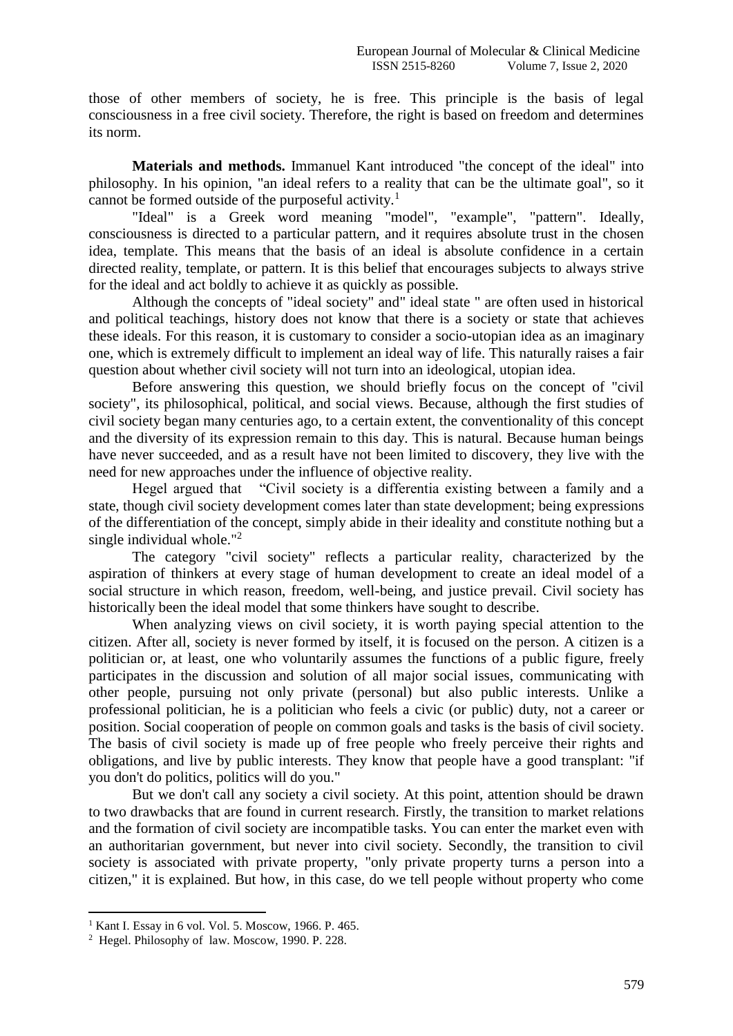those of other members of society, he is free. This principle is the basis of legal consciousness in a free civil society. Therefore, the right is based on freedom and determines its norm.

**Materials and methods.** Immanuel Kant introduced "the concept of the ideal" into philosophy. In his opinion, "an ideal refers to a reality that can be the ultimate goal", so it cannot be formed outside of the purposeful activity.[1]

"Ideal" is a Greek word meaning "model", "example", "pattern". Ideally, consciousness is directed to a particular pattern, and it requires absolute trust in the chosen idea, template. This means that the basis of an ideal is absolute confidence in a certain directed reality, template, or pattern. It is this belief that encourages subjects to always strive for the ideal and act boldly to achieve it as quickly as possible.

Although the concepts of "ideal society" and" ideal state " are often used in historical and political teachings, history does not know that there is a society or state that achieves these ideals. For this reason, it is customary to consider a socio-utopian idea as an imaginary one, which is extremely difficult to implement an ideal way of life. This naturally raises a fair question about whether civil society will not turn into an ideological, utopian idea.

Before answering this question, we should briefly focus on the concept of "civil society", its philosophical, political, and social views. Because, although the first studies of civil society began many centuries ago, to a certain extent, the conventionality of this concept and the diversity of its expression remain to this day. This is natural. Because human beings have never succeeded, and as a result have not been limited to discovery, they live with the need for new approaches under the influence of objective reality.

Hegel argued that "Civil society is a differentia existing between a family and a state, though civil society development comes later than state development; being expressions of the differentiation of the concept, simply abide in their ideality and constitute nothing but a single individual whole."[2]

The category "civil society" reflects a particular reality, characterized by the aspiration of thinkers at every stage of human development to create an ideal model of a social structure in which reason, freedom, well-being, and justice prevail. Civil society has historically been the ideal model that some thinkers have sought to describe.

When analyzing views on civil society, it is worth paying special attention to the citizen. After all, society is never formed by itself, it is focused on the person. A citizen is a politician or, at least, one who voluntarily assumes the functions of a public figure, freely participates in the discussion and solution of all major social issues, communicating with other people, pursuing not only private (personal) but also public interests. Unlike a professional politician, he is a politician who feels a civic (or public) duty, not a career or position. Social cooperation of people on common goals and tasks is the basis of civil society. The basis of civil society is made up of free people who freely perceive their rights and obligations, and live by public interests. They know that people have a good transplant: "if you don't do politics, politics will do you."

But we don't call any society a civil society. At this point, attention should be drawn to two drawbacks that are found in current research. Firstly, the transition to market relations and the formation of civil society are incompatible tasks. You can enter the market even with an authoritarian government, but never into civil society. Secondly, the transition to civil society is associated with private property, "only private property turns a person into a citizen," it is explained. But how, in this case, do we tell people without property who come

[1] Kant I. Essay in 6 vol. Vol. 5. Moscow, 1966. P. 465.

[2] Hegel. Philosophy of law. Moscow, 1990. P. 228.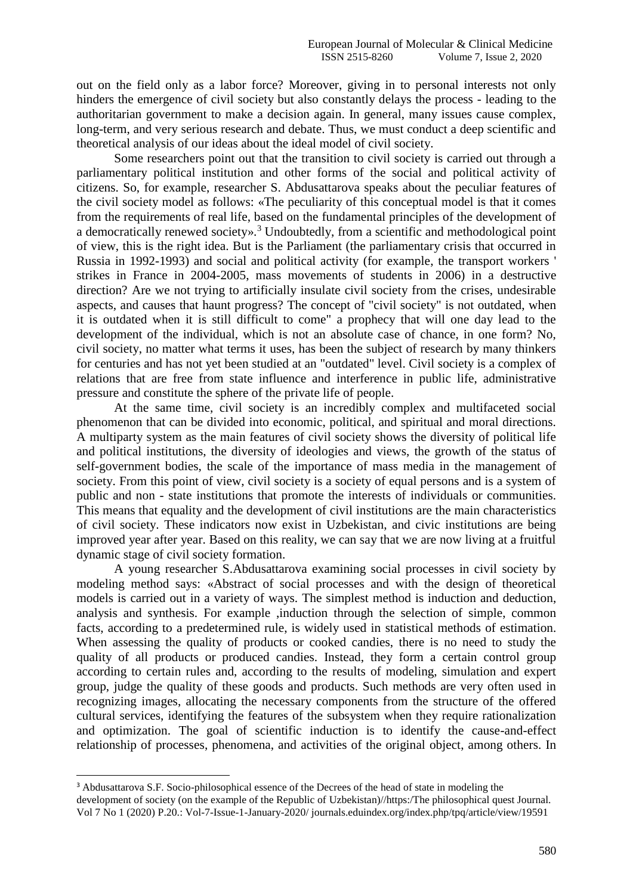out on the field only as a labor force? Moreover, giving in to personal interests not only hinders the emergence of civil society but also constantly delays the process - leading to the authoritarian government to make a decision again. In general, many issues cause complex, long-term, and very serious research and debate. Thus, we must conduct a deep scientific and theoretical analysis of our ideas about the ideal model of civil society.

Some researchers point out that the transition to civil society is carried out through a parliamentary political institution and other forms of the social and political activity of citizens. So, for example, researcher S. Abdusattarova speaks about the peculiar features of the civil society model as follows: «The peculiarity of this conceptual model is that it comes from the requirements of real life, based on the fundamental principles of the development of a democratically renewed society».[3] Undoubtedly, from a scientific and methodological point of view, this is the right idea. But is the Parliament (the parliamentary crisis that occurred in Russia in 1992-1993) and social and political activity (for example, the transport workers ' strikes in France in 2004-2005, mass movements of students in 2006) in a destructive direction? Are we not trying to artificially insulate civil society from the crises, undesirable aspects, and causes that haunt progress? The concept of "civil society" is not outdated, when it is outdated when it is still difficult to come" a prophecy that will one day lead to the development of the individual, which is not an absolute case of chance, in one form? No, civil society, no matter what terms it uses, has been the subject of research by many thinkers for centuries and has not yet been studied at an "outdated" level. Civil society is a complex of relations that are free from state influence and interference in public life, administrative pressure and constitute the sphere of the private life of people.

At the same time, civil society is an incredibly complex and multifaceted social phenomenon that can be divided into economic, political, and spiritual and moral directions. A multiparty system as the main features of civil society shows the diversity of political life and political institutions, the diversity of ideologies and views, the growth of the status of self-government bodies, the scale of the importance of mass media in the management of society. From this point of view, civil society is a society of equal persons and is a system of public and non - state institutions that promote the interests of individuals or communities. This means that equality and the development of civil institutions are the main characteristics of civil society. These indicators now exist in Uzbekistan, and civic institutions are being improved year after year. Based on this reality, we can say that we are now living at a fruitful dynamic stage of civil society formation.

A young researcher S.Abdusattarova examining social processes in civil society by modeling method says: «Abstract of social processes and with the design of theoretical models is carried out in a variety of ways. The simplest method is induction and deduction, analysis and synthesis. For example ,induction through the selection of simple, common facts, according to a predetermined rule, is widely used in statistical methods of estimation. When assessing the quality of products or cooked candies, there is no need to study the quality of all products or produced candies. Instead, they form a certain control group according to certain rules and, according to the results of modeling, simulation and expert group, judge the quality of these goods and products. Such methods are very often used in recognizing images, allocating the necessary components from the structure of the offered cultural services, identifying the features of the subsystem when they require rationalization and optimization. The goal of scientific induction is to identify the cause-and-effect relationship of processes, phenomena, and activities of the original object, among others. In

---

[3] Abdusattarova S.F. Socio-philosophical essence of the Decrees of the head of state in modeling the development of society (on the example of the Republic of Uzbekistan)//https:/The philosophical quest Journal. Vol 7 No 1 (2020) P.20.: Vol-7-Issue-1-January-2020/ journals.eduindex.org/index.php/tpq/article/view/19591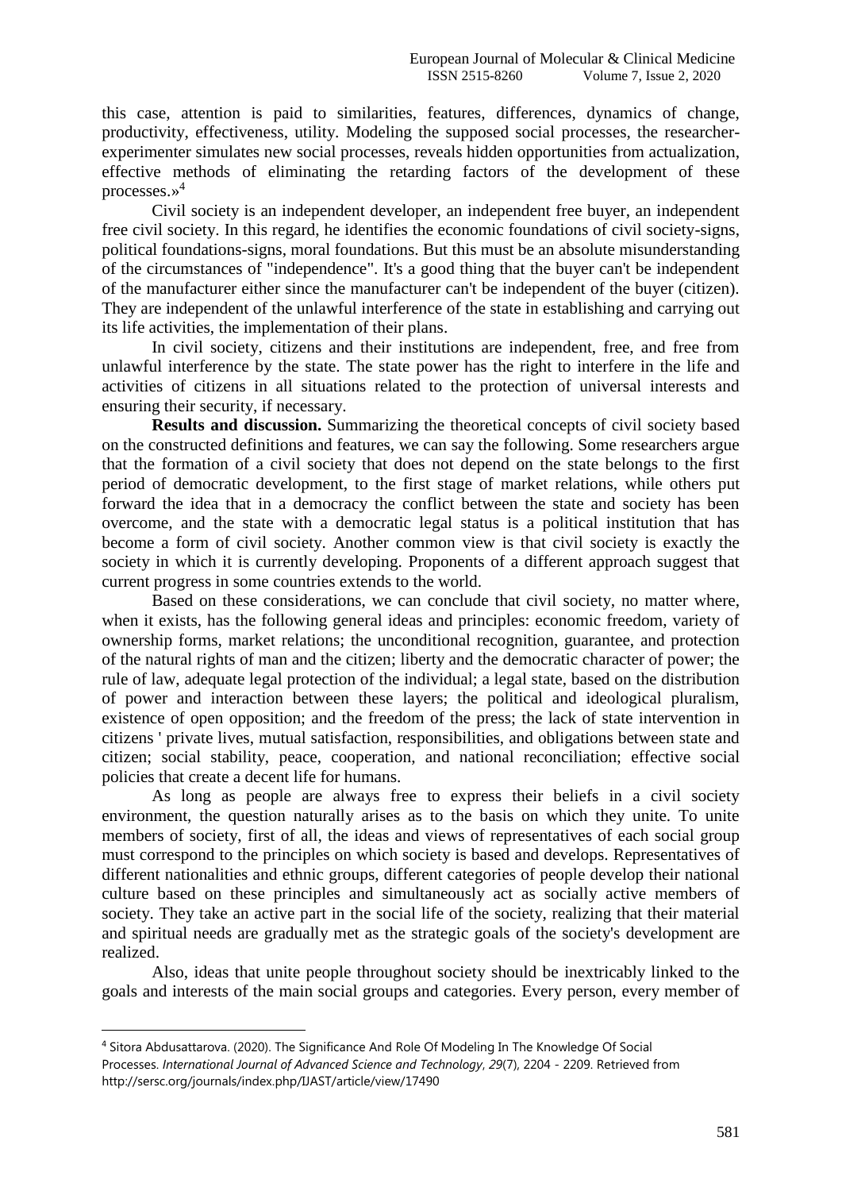this case, attention is paid to similarities, features, differences, dynamics of change, productivity, effectiveness, utility. Modeling the supposed social processes, the researcher-experimenter simulates new social processes, reveals hidden opportunities from actualization, effective methods of eliminating the retarding factors of the development of these processes.»[4]

Civil society is an independent developer, an independent free buyer, an independent free civil society. In this regard, he identifies the economic foundations of civil society-signs, political foundations-signs, moral foundations. But this must be an absolute misunderstanding of the circumstances of "independence". It's a good thing that the buyer can't be independent of the manufacturer either since the manufacturer can't be independent of the buyer (citizen). They are independent of the unlawful interference of the state in establishing and carrying out its life activities, the implementation of their plans.

In civil society, citizens and their institutions are independent, free, and free from unlawful interference by the state. The state power has the right to interfere in the life and activities of citizens in all situations related to the protection of universal interests and ensuring their security, if necessary.

**Results and discussion.** Summarizing the theoretical concepts of civil society based on the constructed definitions and features, we can say the following. Some researchers argue that the formation of a civil society that does not depend on the state belongs to the first period of democratic development, to the first stage of market relations, while others put forward the idea that in a democracy the conflict between the state and society has been overcome, and the state with a democratic legal status is a political institution that has become a form of civil society. Another common view is that civil society is exactly the society in which it is currently developing. Proponents of a different approach suggest that current progress in some countries extends to the world.

Based on these considerations, we can conclude that civil society, no matter where, when it exists, has the following general ideas and principles: economic freedom, variety of ownership forms, market relations; the unconditional recognition, guarantee, and protection of the natural rights of man and the citizen; liberty and the democratic character of power; the rule of law, adequate legal protection of the individual; a legal state, based on the distribution of power and interaction between these layers; the political and ideological pluralism, existence of open opposition; and the freedom of the press; the lack of state intervention in citizens ' private lives, mutual satisfaction, responsibilities, and obligations between state and citizen; social stability, peace, cooperation, and national reconciliation; effective social policies that create a decent life for humans.

As long as people are always free to express their beliefs in a civil society environment, the question naturally arises as to the basis on which they unite. To unite members of society, first of all, the ideas and views of representatives of each social group must correspond to the principles on which society is based and develops. Representatives of different nationalities and ethnic groups, different categories of people develop their national culture based on these principles and simultaneously act as socially active members of society. They take an active part in the social life of the society, realizing that their material and spiritual needs are gradually met as the strategic goals of the society's development are realized.

Also, ideas that unite people throughout society should be inextricably linked to the goals and interests of the main social groups and categories. Every person, every member of

---

[4] Sitora Abdusattarova. (2020). The Significance And Role Of Modeling In The Knowledge Of Social Processes. *International Journal of Advanced Science and Technology*, *29*(7), 2204 - 2209. Retrieved from http://sersc.org/journals/index.php/IJAST/article/view/17490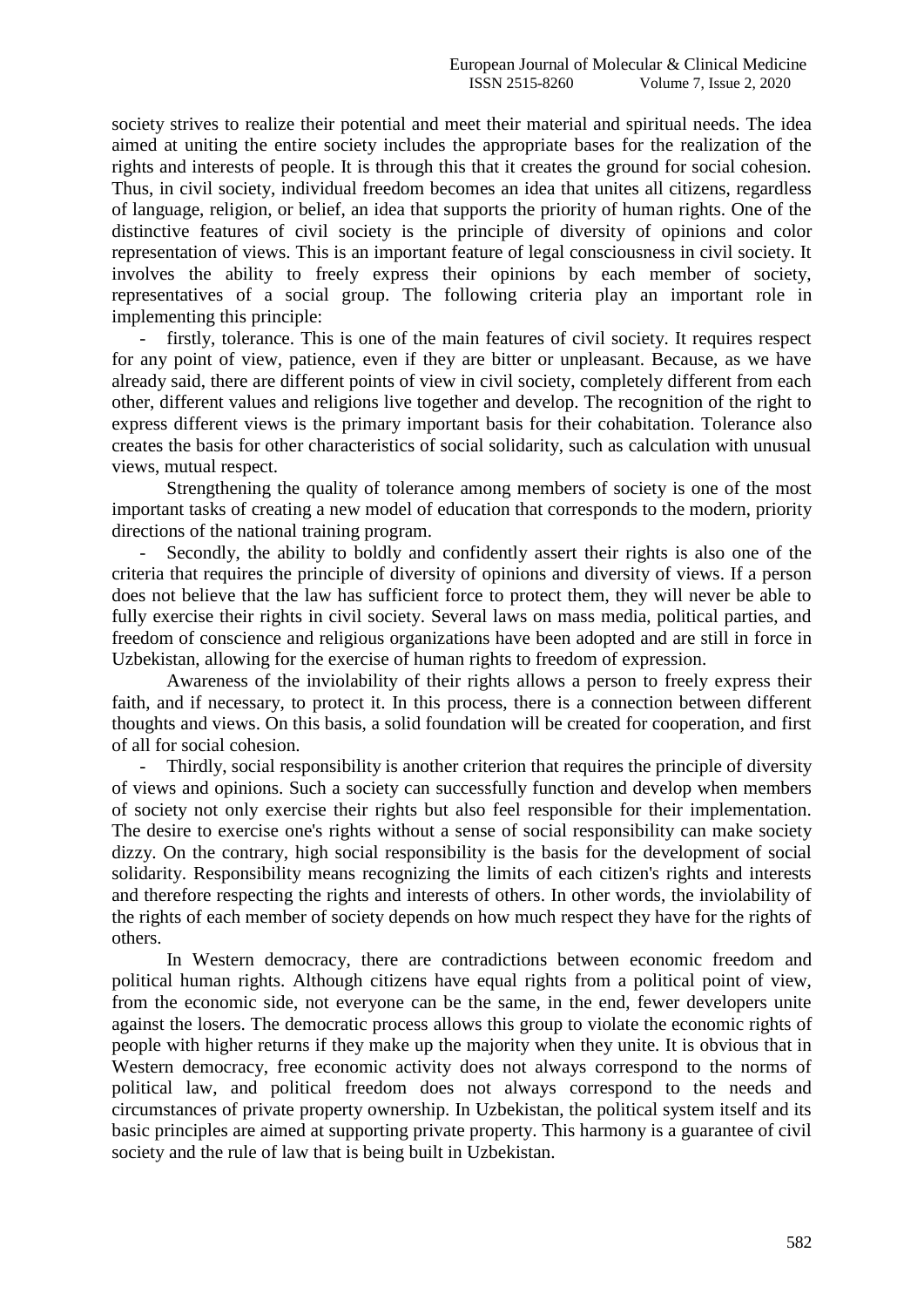society strives to realize their potential and meet their material and spiritual needs. The idea aimed at uniting the entire society includes the appropriate bases for the realization of the rights and interests of people. It is through this that it creates the ground for social cohesion. Thus, in civil society, individual freedom becomes an idea that unites all citizens, regardless of language, religion, or belief, an idea that supports the priority of human rights. One of the distinctive features of civil society is the principle of diversity of opinions and color representation of views. This is an important feature of legal consciousness in civil society. It involves the ability to freely express their opinions by each member of society, representatives of a social group. The following criteria play an important role in implementing this principle:

- firstly, tolerance. This is one of the main features of civil society. It requires respect for any point of view, patience, even if they are bitter or unpleasant. Because, as we have already said, there are different points of view in civil society, completely different from each other, different values and religions live together and develop. The recognition of the right to express different views is the primary important basis for their cohabitation. Tolerance also creates the basis for other characteristics of social solidarity, such as calculation with unusual views, mutual respect.

Strengthening the quality of tolerance among members of society is one of the most important tasks of creating a new model of education that corresponds to the modern, priority directions of the national training program.

- Secondly, the ability to boldly and confidently assert their rights is also one of the criteria that requires the principle of diversity of opinions and diversity of views. If a person does not believe that the law has sufficient force to protect them, they will never be able to fully exercise their rights in civil society. Several laws on mass media, political parties, and freedom of conscience and religious organizations have been adopted and are still in force in Uzbekistan, allowing for the exercise of human rights to freedom of expression.

Awareness of the inviolability of their rights allows a person to freely express their faith, and if necessary, to protect it. In this process, there is a connection between different thoughts and views. On this basis, a solid foundation will be created for cooperation, and first of all for social cohesion.

- Thirdly, social responsibility is another criterion that requires the principle of diversity of views and opinions. Such a society can successfully function and develop when members of society not only exercise their rights but also feel responsible for their implementation. The desire to exercise one's rights without a sense of social responsibility can make society dizzy. On the contrary, high social responsibility is the basis for the development of social solidarity. Responsibility means recognizing the limits of each citizen's rights and interests and therefore respecting the rights and interests of others. In other words, the inviolability of the rights of each member of society depends on how much respect they have for the rights of others.

In Western democracy, there are contradictions between economic freedom and political human rights. Although citizens have equal rights from a political point of view, from the economic side, not everyone can be the same, in the end, fewer developers unite against the losers. The democratic process allows this group to violate the economic rights of people with higher returns if they make up the majority when they unite. It is obvious that in Western democracy, free economic activity does not always correspond to the norms of political law, and political freedom does not always correspond to the needs and circumstances of private property ownership. In Uzbekistan, the political system itself and its basic principles are aimed at supporting private property. This harmony is a guarantee of civil society and the rule of law that is being built in Uzbekistan.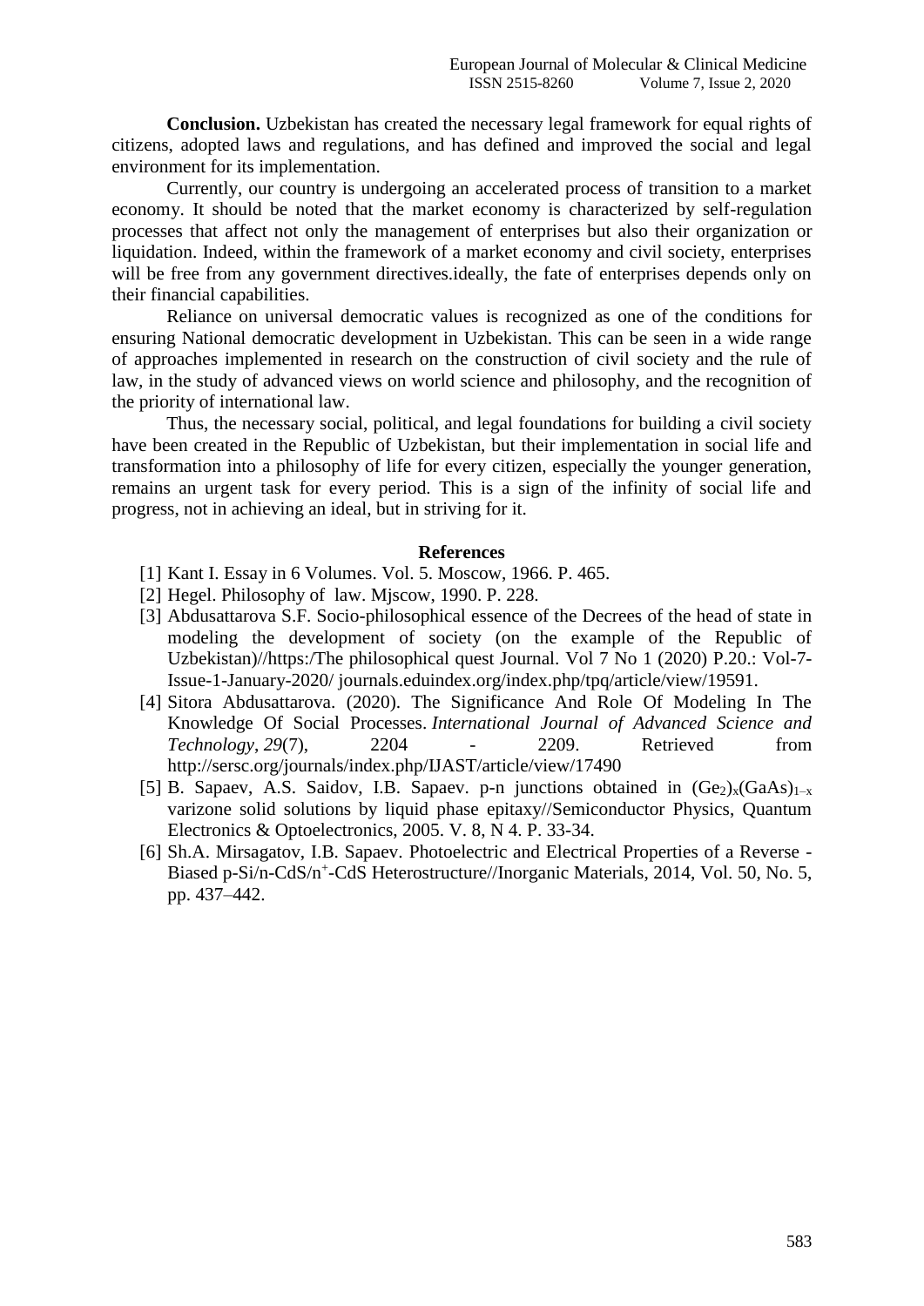**Conclusion.** Uzbekistan has created the necessary legal framework for equal rights of citizens, adopted laws and regulations, and has defined and improved the social and legal environment for its implementation.

Currently, our country is undergoing an accelerated process of transition to a market economy. It should be noted that the market economy is characterized by self-regulation processes that affect not only the management of enterprises but also their organization or liquidation. Indeed, within the framework of a market economy and civil society, enterprises will be free from any government directives.ideally, the fate of enterprises depends only on their financial capabilities.

Reliance on universal democratic values is recognized as one of the conditions for ensuring National democratic development in Uzbekistan. This can be seen in a wide range of approaches implemented in research on the construction of civil society and the rule of law, in the study of advanced views on world science and philosophy, and the recognition of the priority of international law.

Thus, the necessary social, political, and legal foundations for building a civil society have been created in the Republic of Uzbekistan, but their implementation in social life and transformation into a philosophy of life for every citizen, especially the younger generation, remains an urgent task for every period. This is a sign of the infinity of social life and progress, not in achieving an ideal, but in striving for it.

## References

[1] Kant I. Essay in 6 Volumes. Vol. 5. Moscow, 1966. P. 465.

[2] Hegel. Philosophy of law. Mjscow, 1990. P. 228.

[3] Abdusattarova S.F. Socio-philosophical essence of the Decrees of the head of state in modeling the development of society (on the example of the Republic of Uzbekistan)//https:/The philosophical quest Journal. Vol 7 No 1 (2020) P.20.: Vol-7-Issue-1-January-2020/ journals.eduindex.org/index.php/tpq/article/view/19591.

[4] Sitora Abdusattarova. (2020). The Significance And Role Of Modeling In The Knowledge Of Social Processes. *International Journal of Advanced Science and Technology*, *29*(7), 2204 - 2209. Retrieved from http://sersc.org/journals/index.php/IJAST/article/view/17490

[5] B. Sapaev, A.S. Saidov, I.B. Sapaev. p-n junctions obtained in $(Ge_2)_x(GaAs)_{1-x}$ varizone solid solutions by liquid phase epitaxy//Semiconductor Physics, Quantum Electronics & Optoelectronics, 2005. V. 8, N 4. P. 33-34.

[6] Sh.A. Mirsagatov, I.B. Sapaev. Photoelectric and Electrical Properties of a Reverse - Biased p-Si/n-CdS/$n^+$-CdS Heterostructure//Inorganic Materials, 2014, Vol. 50, No. 5, pp. 437–442.